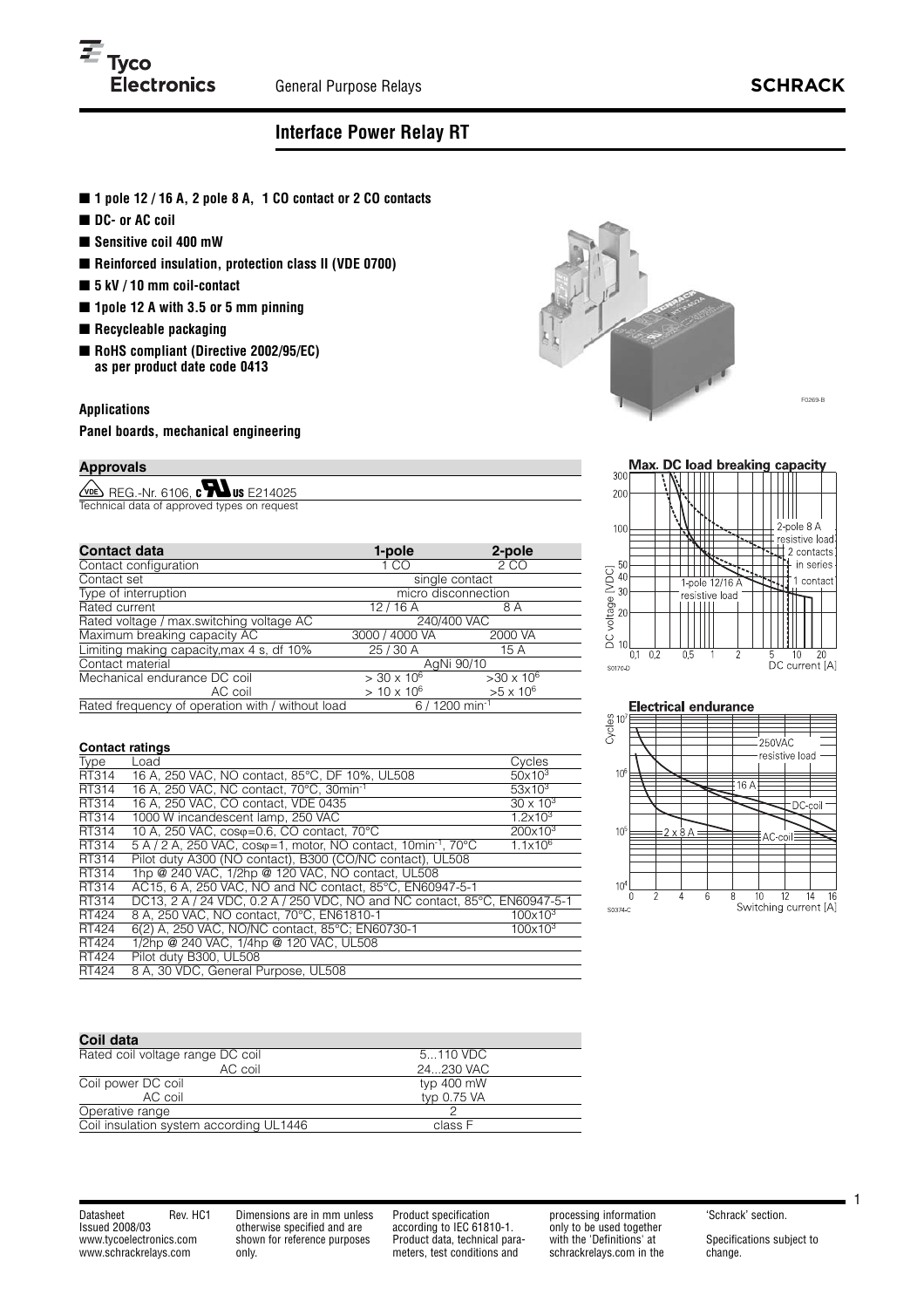# Interface Power Relay RT

- 1 pole 12 / 16 A, 2 pole 8 A, 1 CO contact or 2 CO contacts
- DC- or AC coil
- Sensitive coil 400 mW
- Reinforced insulation, protection class II (VDE 0700)
- 5 kV / 10 mm coil-contact
- 1pole 12 A with 3.5 or 5 mm pinning
- Recycleable packaging
- RoHS compliant (Directive 2002/95/EC) as per product date code 0413

### Applications

**Panel boards, mechanical engineering**

### Approvals

VDE REG.-Nr. 6106, c UL us E214025
Technical data of approved types on request

| Contact data | 1-pole | 2-pole |
|---|---|---|
| Contact configuration | 1 CO | 2 CO |
| Contact set | single contact | |
| Type of interruption | micro disconnection | |
| Rated current | 12 / 16 A | 8 A |
| Rated voltage / max.switching voltage AC | 240/400 VAC | |
| Maximum breaking capacity AC | 3000 / 4000 VA | 2000 VA |
| Limiting making capacity,max 4 s, df 10% | 25 / 30 A | 15 A |
| Contact material | AgNi 90/10 | |
| Mechanical endurance DC coil | $> 30 \times 10^6$ | $>30 \times 10^6$ |
| AC coil | $> 10 \times 10^6$ | $>5 \times 10^6$ |
| Rated frequency of operation with / without load | 6 / 1200 $min^{-1}$ | |

### Contact ratings

| Type | Load | Cycles |
|---|---|---|
| RT314 | 16 A, 250 VAC, NO contact, 85°C, DF 10%, UL508 | $50 \times 10^3$ |
| RT314 | 16 A, 250 VAC, NC contact, 70°C, 30$min^{-1}$ | $53 \times 10^3$ |
| RT314 | 16 A, 250 VAC, CO contact, VDE 0435 | $30 \times 10^3$ |
| RT314 | 1000 W incandescent lamp, 250 VAC | $1.2 \times 10^3$ |
| RT314 | 10 A, 250 VAC, cosφ=0.6, CO contact, 70°C | $200 \times 10^3$ |
| RT314 | 5 A / 2 A, 250 VAC, cosφ=1, motor, NO contact, 10$min^{-1}$, 70°C | $1.1 \times 10^6$ |
| RT314 | Pilot duty A300 (NO contact), B300 (CO/NC contact), UL508 | |
| RT314 | 1hp @ 240 VAC, 1/2hp @ 120 VAC, NO contact, UL508 | |
| RT314 | AC15, 6 A, 250 VAC, NO and NC contact, 85°C, EN60947-5-1 | |
| RT314 | DC13, 2 A / 24 VDC, 0.2 A / 250 VDC, NO and NC contact, 85°C, EN60947-5-1 | |
| RT424 | 8 A, 250 VAC, NO contact, 70°C, EN61810-1 | $100 \times 10^3$ |
| RT424 | 6(2) A, 250 VAC, NO/NC contact, 85°C; EN60730-1 | $100 \times 10^3$ |
| RT424 | 1/2hp @ 240 VAC, 1/4hp @ 120 VAC, UL508 | |
| RT424 | Pilot duty B300, UL508 | |
| RT424 | 8 A, 30 VDC, General Purpose, UL508 | |

**Max. DC load breaking capacity**

S0170-D

**Electrical endurance**

S0374-C

| Coil data | |
|---|---|
| Rated coil voltage range DC coil | 5...110 VDC |
| AC coil | 24...230 VAC |
| Coil power DC coil | typ 400 mW |
| AC coil | typ 0.75 VA |
| Operative range | 2 |
| Coil insulation system according UL1446 | class F |

Datasheet Rev. HC1
Issued 2008/03
www.tycoelectronics.com
www.schrackrelays.com

Dimensions are in mm unless otherwise specified and are shown for reference purposes only.

Product specification according to IEC 61810-1. Product data, technical parameters, test conditions and processing information only to be used together with the 'Definitions' at schrackrelays.com in the 'Schrack' section.

Specifications subject to change.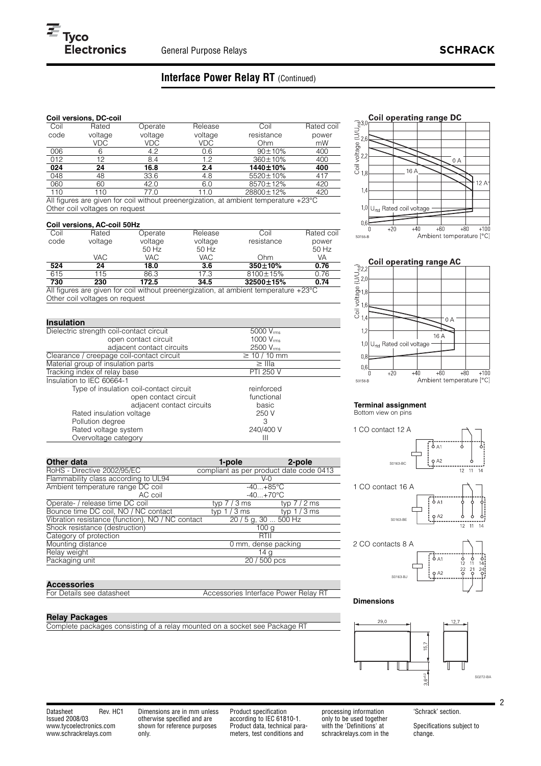# Interface Power Relay RT (Continued)

### Coil versions, DC-coil

| Coil code | Rated voltage VDC | Operate voltage VDC | Release voltage VDC | Coil resistance Ohm | Rated coil power mW |
|---|---|---|---|---|---|
| 006 | 6 | 4.2 | 0.6 | 90±10% | 400 |
| 012 | 12 | 8.4 | 1.2 | 360±10% | 400 |
| **024** | **24** | **16.8** | **2.4** | **1440±10%** | **400** |
| 048 | 48 | 33.6 | 4.8 | 5520±10% | 417 |
| 060 | 60 | 42.0 | 6.0 | 8570±12% | 420 |
| 110 | 110 | 77.0 | 11.0 | 28800±12% | 420 |

All figures are given for coil without preenergization, at ambient temperature +23°C
Other coil voltages on request

### Coil versions, AC-coil 50Hz

| Coil code | Rated voltage VAC | Operate voltage 50 Hz VAC | Release voltage 50 Hz VAC | Coil resistance Ohm | Rated coil power 50 Hz VA |
|---|---|---|---|---|---|
| **524** | **24** | **18.0** | **3.6** | **350±10%** | **0.76** |
| 615 | 115 | 86.3 | 17.3 | 8100±15% | 0.76 |
| **730** | **230** | **172.5** | **34.5** | **32500±15%** | **0.74** |

All figures are given for coil without preenergization, at ambient temperature +23°C
Other coil voltages on request

### Insulation

| | |
|---|---|
| Dielectric strength coil-contact circuit | 5000 $V_{rms}$ |
| open contact circuit | 1000 $V_{rms}$ |
| adjacent contact circuits | 2500 $V_{rms}$ |
| Clearance / creepage coil-contact circuit | ≥ 10 / 10 mm |
| Material group of insulation parts | ≥ IIIa |
| Tracking index of relay base | PTI 250 V |
| Insulation to IEC 60664-1 | |
| Type of insulation coil-contact circuit | reinforced |
| open contact circuit | functional |
| adjacent contact circuits | basic |
| Rated insulation voltage | 250 V |
| Pollution degree | 3 |
| Rated voltage system | 240/400 V |
| Overvoltage category | III |

### Other data

| Other data | 1-pole | 2-pole |
|---|---|---|
| RoHS - Directive 2002/95/EC | compliant as per product date code 0413 | |
| Flammability class according to UL94 | V-0 | |
| Ambient temperature range DC coil | -40...+85°C | |
| AC coil | -40...+70°C | |
| Operate- / release time DC coil | typ 7 / 3 ms | typ 7 / 2 ms |
| Bounce time DC coil, NO / NC contact | typ 1 / 3 ms | typ 1 / 3 ms |
| Vibration resistance (function), NO / NC contact | 20 / 5 g, 30 ... 500 Hz | |
| Shock resistance (destruction) | 100 g | |
| Category of protection | RTIII | |
| Mounting distance | 0 mm, dense packing | |
| Relay weight | 14 g | |
| Packaging unit | 20 / 500 pcs | |

### Accessories

For Details see datasheet — Accessories Interface Power Relay RT

### Relay Packages

Complete packages consisting of a relay mounted on a socket see Package RT

### Coil operating range DC

Coil voltage ($U/U_{rtd}$) vs. Ambient temperature [°C]; curves: 0 A, 16 A, 12 A; $U_{rtd}$ Rated coil voltage

S0155-B

### Coil operating range AC

Coil voltage ($U/U_{rtd}$) vs. Ambient temperature [°C]; curves: 0 A, 16 A; $U_{rtd}$ Rated coil voltage

S0156-B

### Terminal assignment

Bottom view on pins

1 CO contact 12 A (S0163-BC)

1 CO contact 16 A (S0163-BE)

2 CO contacts 8 A (S0163-BJ)

### Dimensions

29,0; 12,7; 15,7; 3,6

S0272-BA

Datasheet Rev. HC1
Issued 2008/03
www.tycoelectronics.com
www.schrackrelays.com

Dimensions are in mm unless otherwise specified and are shown for reference purposes only.

Product specification according to IEC 61810-1. Product data, technical parameters, test conditions and processing information only to be used together with the 'Definitions' at schrackrelays.com in the 'Schrack' section.

Specifications subject to change.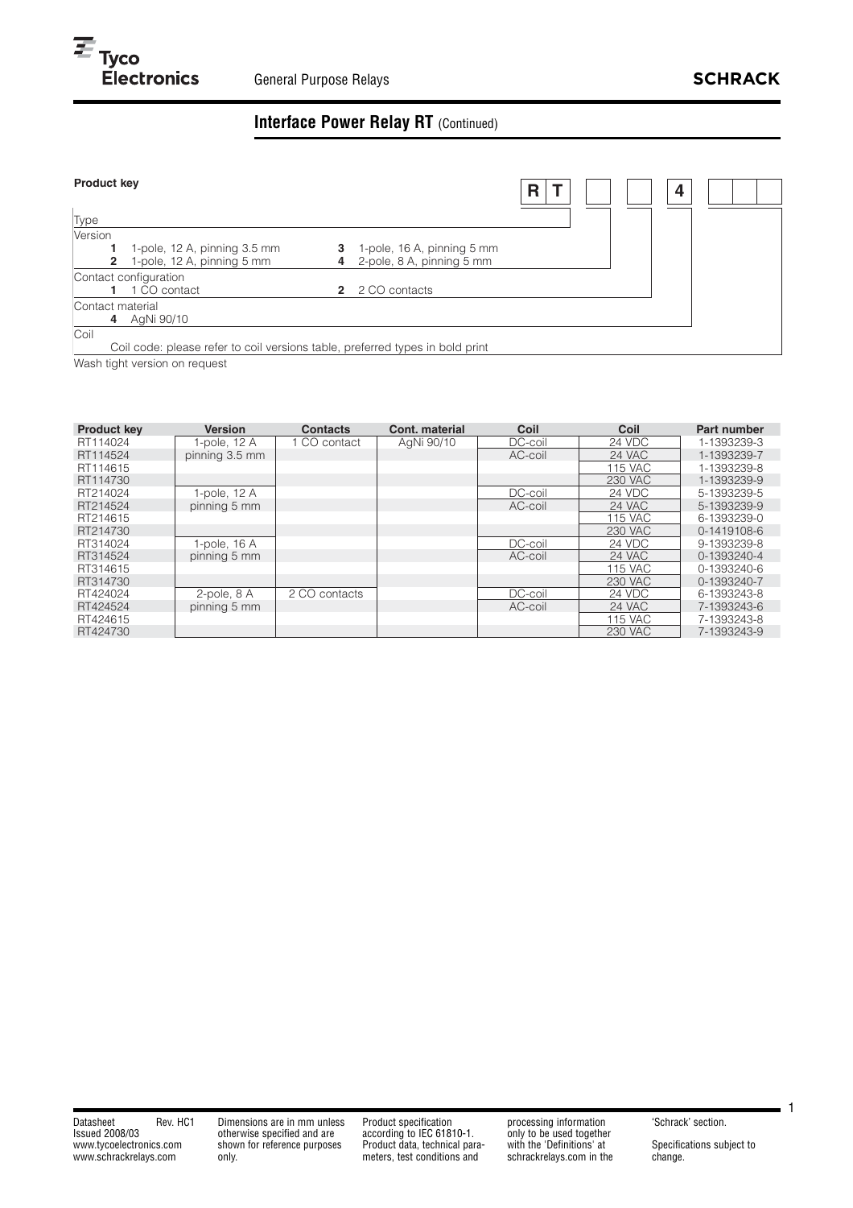## Interface Power Relay RT (Continued)

**Product key**

| R | T | | | 4 | | |
|---|---|---|---|---|---|---|

Type

Version

- **1** 1-pole, 12 A, pinning 3.5 mm
- **2** 1-pole, 12 A, pinning 5 mm
- **3** 1-pole, 16 A, pinning 5 mm
- **4** 2-pole, 8 A, pinning 5 mm

Contact configuration

- **1** 1 CO contact
- **2** 2 CO contacts

Contact material

- **4** AgNi 90/10

Coil

Coil code: please refer to coil versions table, preferred types in bold print

Wash tight version on request

| Product key | Version | Contacts | Cont. material | Coil | Coil | Part number |
|---|---|---|---|---|---|---|
| RT114024 | 1-pole, 12 A | 1 CO contact | AgNi 90/10 | DC-coil | 24 VDC | 1-1393239-3 |
| RT114524 | pinning 3.5 mm | | | AC-coil | 24 VAC | 1-1393239-7 |
| RT114615 | | | | | 115 VAC | 1-1393239-8 |
| RT114730 | | | | | 230 VAC | 1-1393239-9 |
| RT214024 | 1-pole, 12 A | | | DC-coil | 24 VDC | 5-1393239-5 |
| RT214524 | pinning 5 mm | | | AC-coil | 24 VAC | 5-1393239-9 |
| RT214615 | | | | | 115 VAC | 6-1393239-0 |
| RT214730 | | | | | 230 VAC | 0-1419108-6 |
| RT314024 | 1-pole, 16 A | | | DC-coil | 24 VDC | 9-1393239-8 |
| RT314524 | pinning 5 mm | | | AC-coil | 24 VAC | 0-1393240-4 |
| RT314615 | | | | | 115 VAC | 0-1393240-6 |
| RT314730 | | | | | 230 VAC | 0-1393240-7 |
| RT424024 | 2-pole, 8 A | 2 CO contacts | | DC-coil | 24 VDC | 6-1393243-8 |
| RT424524 | pinning 5 mm | | | AC-coil | 24 VAC | 7-1393243-6 |
| RT424615 | | | | | 115 VAC | 7-1393243-8 |
| RT424730 | | | | | 230 VAC | 7-1393243-9 |